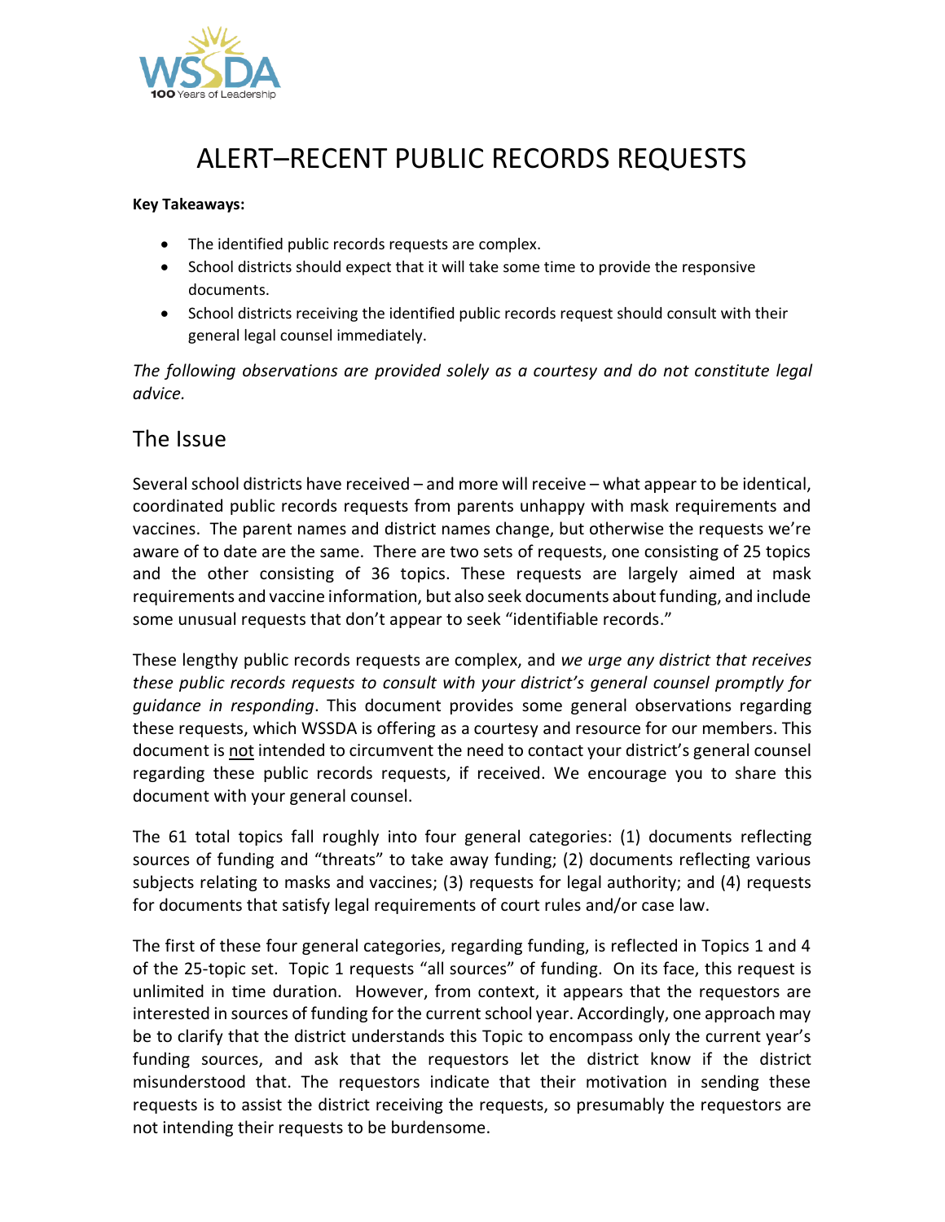# ALERT–RECENT PUBLIC RECORDS REQUESTS

**Key Takeaways:**

- The identified public records requests are complex.
- School districts should expect that it will take some time to provide the responsive documents.
- School districts receiving the identified public records request should consult with their general legal counsel immediately.

*The following observations are provided solely as a courtesy and do not constitute legal advice.*

## The Issue

Several school districts have received – and more will receive – what appear to be identical, coordinated public records requests from parents unhappy with mask requirements and vaccines. The parent names and district names change, but otherwise the requests we're aware of to date are the same. There are two sets of requests, one consisting of 25 topics and the other consisting of 36 topics. These requests are largely aimed at mask requirements and vaccine information, but also seek documents about funding, and include some unusual requests that don't appear to seek "identifiable records."

These lengthy public records requests are complex, and *we urge any district that receives these public records requests to consult with your district's general counsel promptly for guidance in responding*. This document provides some general observations regarding these requests, which WSSDA is offering as a courtesy and resource for our members. This document is <u>not</u> intended to circumvent the need to contact your district's general counsel regarding these public records requests, if received. We encourage you to share this document with your general counsel.

The 61 total topics fall roughly into four general categories: (1) documents reflecting sources of funding and "threats" to take away funding; (2) documents reflecting various subjects relating to masks and vaccines; (3) requests for legal authority; and (4) requests for documents that satisfy legal requirements of court rules and/or case law.

The first of these four general categories, regarding funding, is reflected in Topics 1 and 4 of the 25-topic set. Topic 1 requests "all sources" of funding. On its face, this request is unlimited in time duration. However, from context, it appears that the requestors are interested in sources of funding for the current school year. Accordingly, one approach may be to clarify that the district understands this Topic to encompass only the current year's funding sources, and ask that the requestors let the district know if the district misunderstood that. The requestors indicate that their motivation in sending these requests is to assist the district receiving the requests, so presumably the requestors are not intending their requests to be burdensome.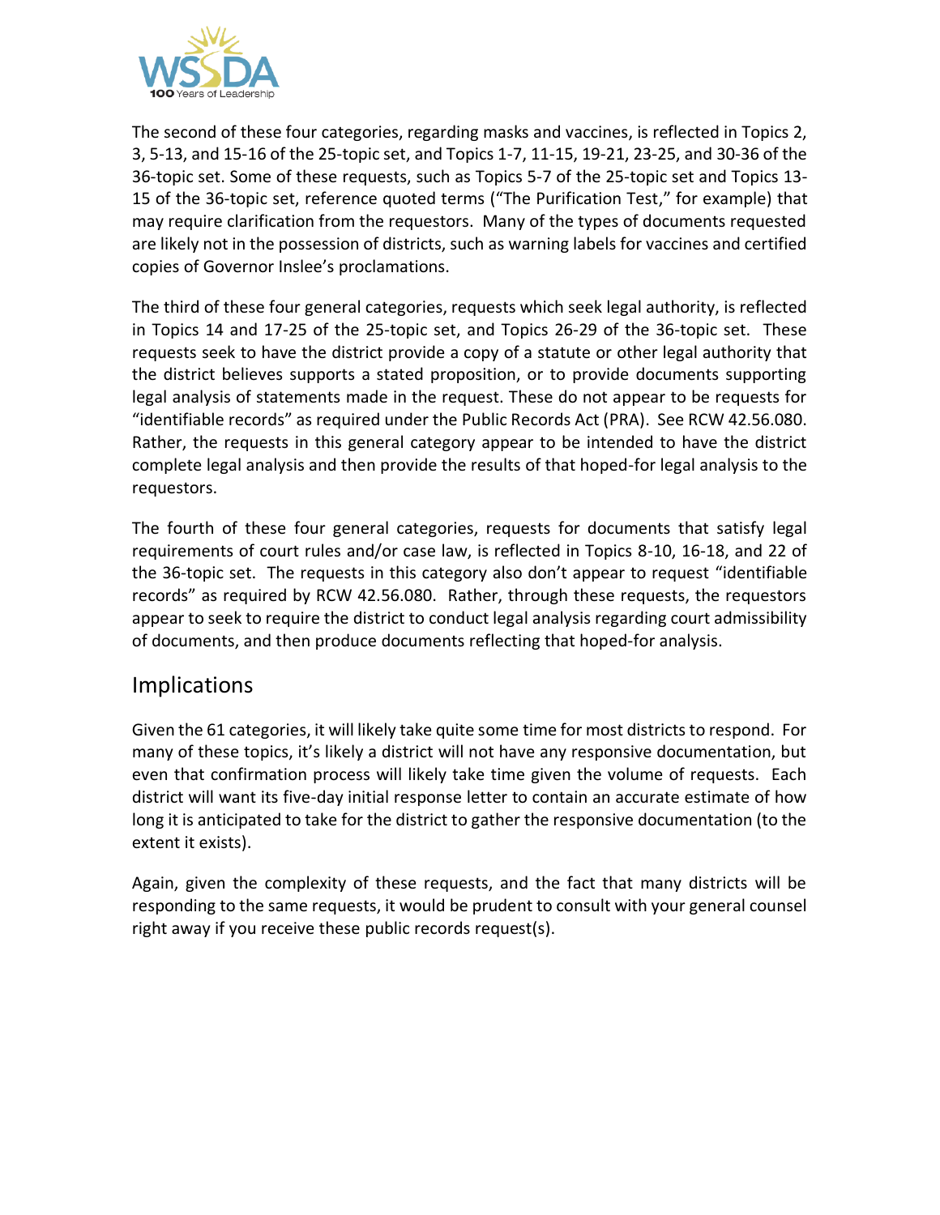The second of these four categories, regarding masks and vaccines, is reflected in Topics 2, 3, 5-13, and 15-16 of the 25-topic set, and Topics 1-7, 11-15, 19-21, 23-25, and 30-36 of the 36-topic set. Some of these requests, such as Topics 5-7 of the 25-topic set and Topics 13-15 of the 36-topic set, reference quoted terms ("The Purification Test," for example) that may require clarification from the requestors. Many of the types of documents requested are likely not in the possession of districts, such as warning labels for vaccines and certified copies of Governor Inslee's proclamations.

The third of these four general categories, requests which seek legal authority, is reflected in Topics 14 and 17-25 of the 25-topic set, and Topics 26-29 of the 36-topic set. These requests seek to have the district provide a copy of a statute or other legal authority that the district believes supports a stated proposition, or to provide documents supporting legal analysis of statements made in the request. These do not appear to be requests for "identifiable records" as required under the Public Records Act (PRA). See RCW 42.56.080. Rather, the requests in this general category appear to be intended to have the district complete legal analysis and then provide the results of that hoped-for legal analysis to the requestors.

The fourth of these four general categories, requests for documents that satisfy legal requirements of court rules and/or case law, is reflected in Topics 8-10, 16-18, and 22 of the 36-topic set. The requests in this category also don't appear to request "identifiable records" as required by RCW 42.56.080. Rather, through these requests, the requestors appear to seek to require the district to conduct legal analysis regarding court admissibility of documents, and then produce documents reflecting that hoped-for analysis.

## Implications

Given the 61 categories, it will likely take quite some time for most districts to respond. For many of these topics, it's likely a district will not have any responsive documentation, but even that confirmation process will likely take time given the volume of requests. Each district will want its five-day initial response letter to contain an accurate estimate of how long it is anticipated to take for the district to gather the responsive documentation (to the extent it exists).

Again, given the complexity of these requests, and the fact that many districts will be responding to the same requests, it would be prudent to consult with your general counsel right away if you receive these public records request(s).